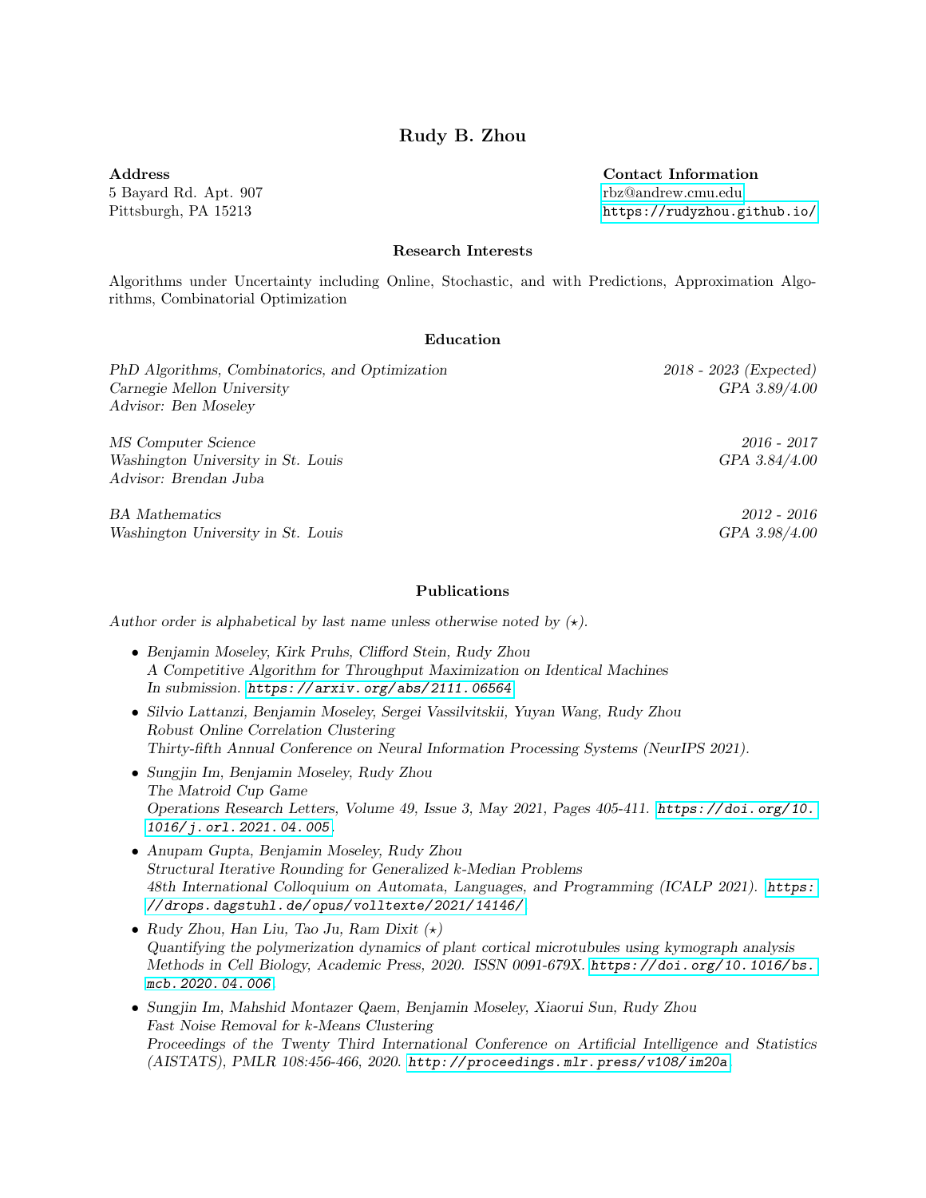# Rudy B. Zhou

**Address**
5 Bayard Rd. Apt. 907
Pittsburgh, PA 15213

**Contact Information**
rbz@andrew.cmu.edu
https://rudyzhou.github.io/

## Research Interests

Algorithms under Uncertainty including Online, Stochastic, and with Predictions, Approximation Algorithms, Combinatorial Optimization

## Education

*PhD Algorithms, Combinatorics, and Optimization* — *2018 - 2023 (Expected)*
*Carnegie Mellon University* — *GPA 3.89/4.00*
*Advisor: Ben Moseley*

*MS Computer Science* — *2016 - 2017*
*Washington University in St. Louis* — *GPA 3.84/4.00*
*Advisor: Brendan Juba*

*BA Mathematics* — *2012 - 2016*
*Washington University in St. Louis* — *GPA 3.98/4.00*

## Publications

*Author order is alphabetical by last name unless otherwise noted by ($\star$).*

- *Benjamin Moseley, Kirk Pruhs, Clifford Stein, Rudy Zhou*
  *A Competitive Algorithm for Throughput Maximization on Identical Machines*
  *In submission.* https://arxiv.org/abs/2111.06564
- *Silvio Lattanzi, Benjamin Moseley, Sergei Vassilvitskii, Yuyan Wang, Rudy Zhou*
  *Robust Online Correlation Clustering*
  *Thirty-fifth Annual Conference on Neural Information Processing Systems (NeurIPS 2021).*
- *Sungjin Im, Benjamin Moseley, Rudy Zhou*
  *The Matroid Cup Game*
  *Operations Research Letters, Volume 49, Issue 3, May 2021, Pages 405-411.* https://doi.org/10.1016/j.orl.2021.04.005.
- *Anupam Gupta, Benjamin Moseley, Rudy Zhou*
  *Structural Iterative Rounding for Generalized k-Median Problems*
  *48th International Colloquium on Automata, Languages, and Programming (ICALP 2021).* https://drops.dagstuhl.de/opus/volltexte/2021/14146/
- *Rudy Zhou, Han Liu, Tao Ju, Ram Dixit ($\star$)*
  *Quantifying the polymerization dynamics of plant cortical microtubules using kymograph analysis*
  *Methods in Cell Biology, Academic Press, 2020. ISSN 0091-679X.* https://doi.org/10.1016/bs.mcb.2020.04.006.
- *Sungjin Im, Mahshid Montazer Qaem, Benjamin Moseley, Xiaorui Sun, Rudy Zhou*
  *Fast Noise Removal for k-Means Clustering*
  *Proceedings of the Twenty Third International Conference on Artificial Intelligence and Statistics (AISTATS), PMLR 108:456-466, 2020.* http://proceedings.mlr.press/v108/im20a.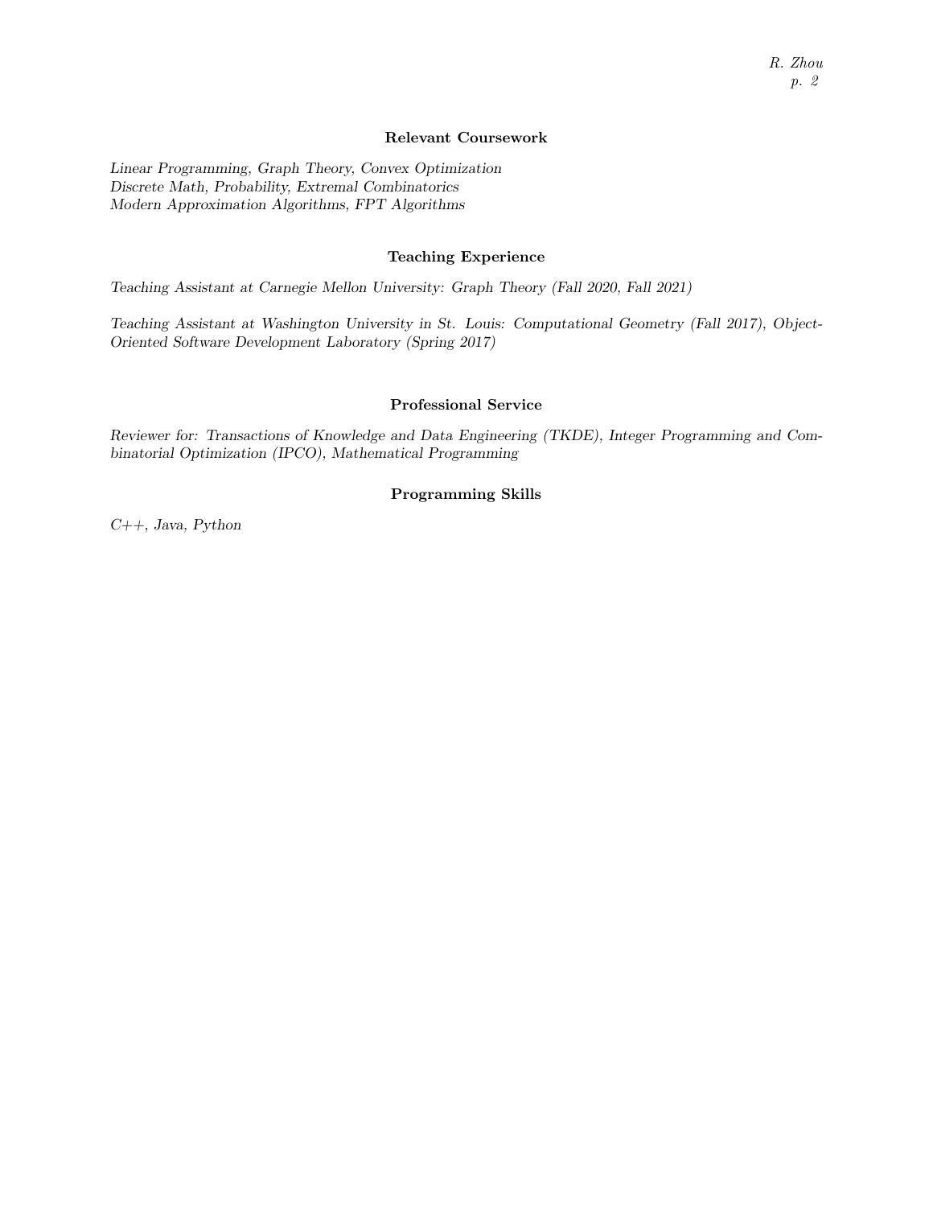## Relevant Coursework

*Linear Programming, Graph Theory, Convex Optimization*
*Discrete Math, Probability, Extremal Combinatorics*
*Modern Approximation Algorithms, FPT Algorithms*

## Teaching Experience

*Teaching Assistant at Carnegie Mellon University: Graph Theory (Fall 2020, Fall 2021)*

*Teaching Assistant at Washington University in St. Louis: Computational Geometry (Fall 2017), Object-Oriented Software Development Laboratory (Spring 2017)*

## Professional Service

*Reviewer for: Transactions of Knowledge and Data Engineering (TKDE), Integer Programming and Combinatorial Optimization (IPCO), Mathematical Programming*

## Programming Skills

*C++, Java, Python*